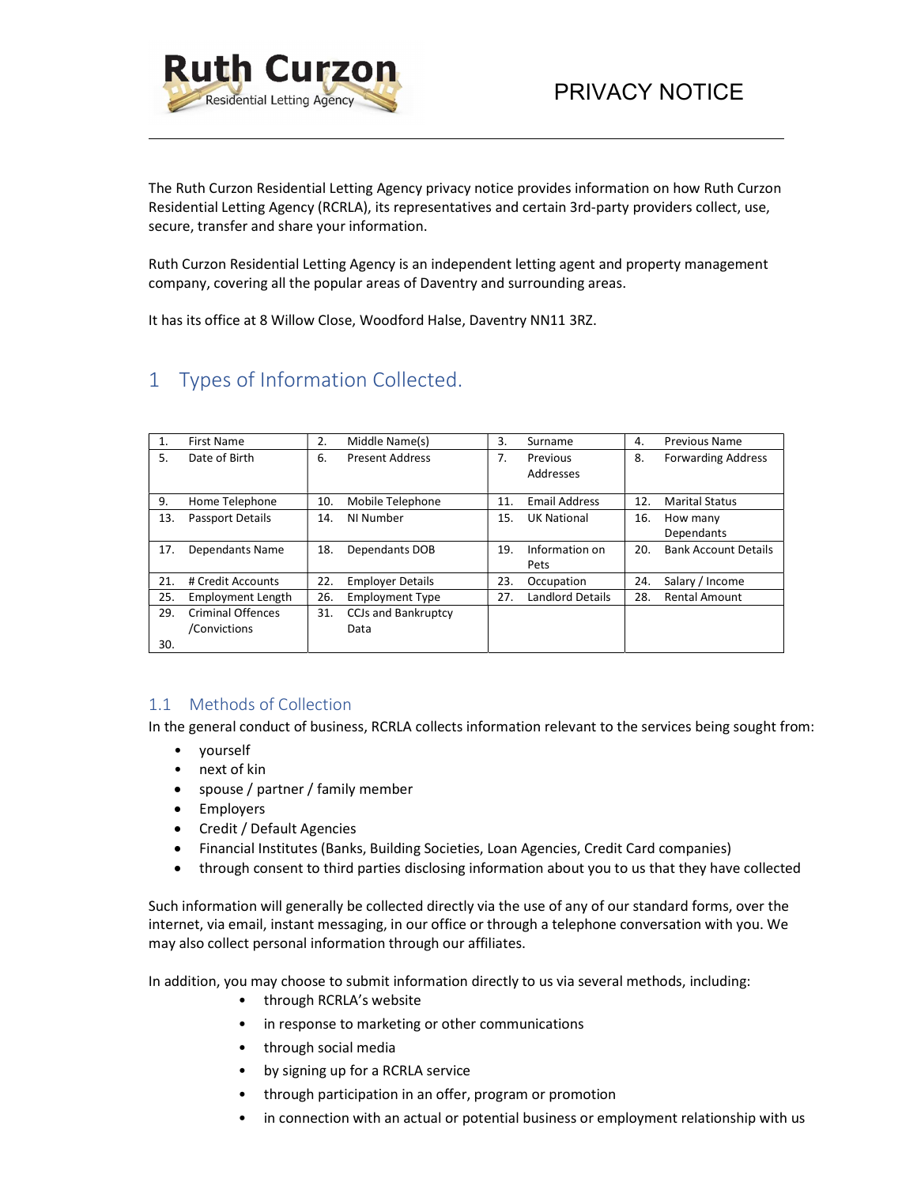Ruth Curzon
Residential Letting Agency

# PRIVACY NOTICE

The Ruth Curzon Residential Letting Agency privacy notice provides information on how Ruth Curzon Residential Letting Agency (RCRLA), its representatives and certain 3rd-party providers collect, use, secure, transfer and share your information.

Ruth Curzon Residential Letting Agency is an independent letting agent and property management company, covering all the popular areas of Daventry and surrounding areas.

It has its office at 8 Willow Close, Woodford Halse, Daventry NN11 3RZ.

## 1 Types of Information Collected.

| | | | | | | | |
|---|---|---|---|---|---|---|---|
| 1. | First Name | 2. | Middle Name(s) | 3. | Surname | 4. | Previous Name |
| 5. | Date of Birth | 6. | Present Address | 7. | Previous Addresses | 8. | Forwarding Address |
| 9. | Home Telephone | 10. | Mobile Telephone | 11. | Email Address | 12. | Marital Status |
| 13. | Passport Details | 14. | NI Number | 15. | UK National | 16. | How many Dependants |
| 17. | Dependants Name | 18. | Dependants DOB | 19. | Information on Pets | 20. | Bank Account Details |
| 21. | # Credit Accounts | 22. | Employer Details | 23. | Occupation | 24. | Salary / Income |
| 25. | Employment Length | 26. | Employment Type | 27. | Landlord Details | 28. | Rental Amount |
| 29. 30. | Criminal Offences /Convictions | 31. | CCJs and Bankruptcy Data | | | | |

### 1.1 Methods of Collection

In the general conduct of business, RCRLA collects information relevant to the services being sought from:

- yourself
- next of kin
- spouse / partner / family member
- Employers
- Credit / Default Agencies
- Financial Institutes (Banks, Building Societies, Loan Agencies, Credit Card companies)
- through consent to third parties disclosing information about you to us that they have collected

Such information will generally be collected directly via the use of any of our standard forms, over the internet, via email, instant messaging, in our office or through a telephone conversation with you. We may also collect personal information through our affiliates.

In addition, you may choose to submit information directly to us via several methods, including:

- through RCRLA's website
- in response to marketing or other communications
- through social media
- by signing up for a RCRLA service
- through participation in an offer, program or promotion
- in connection with an actual or potential business or employment relationship with us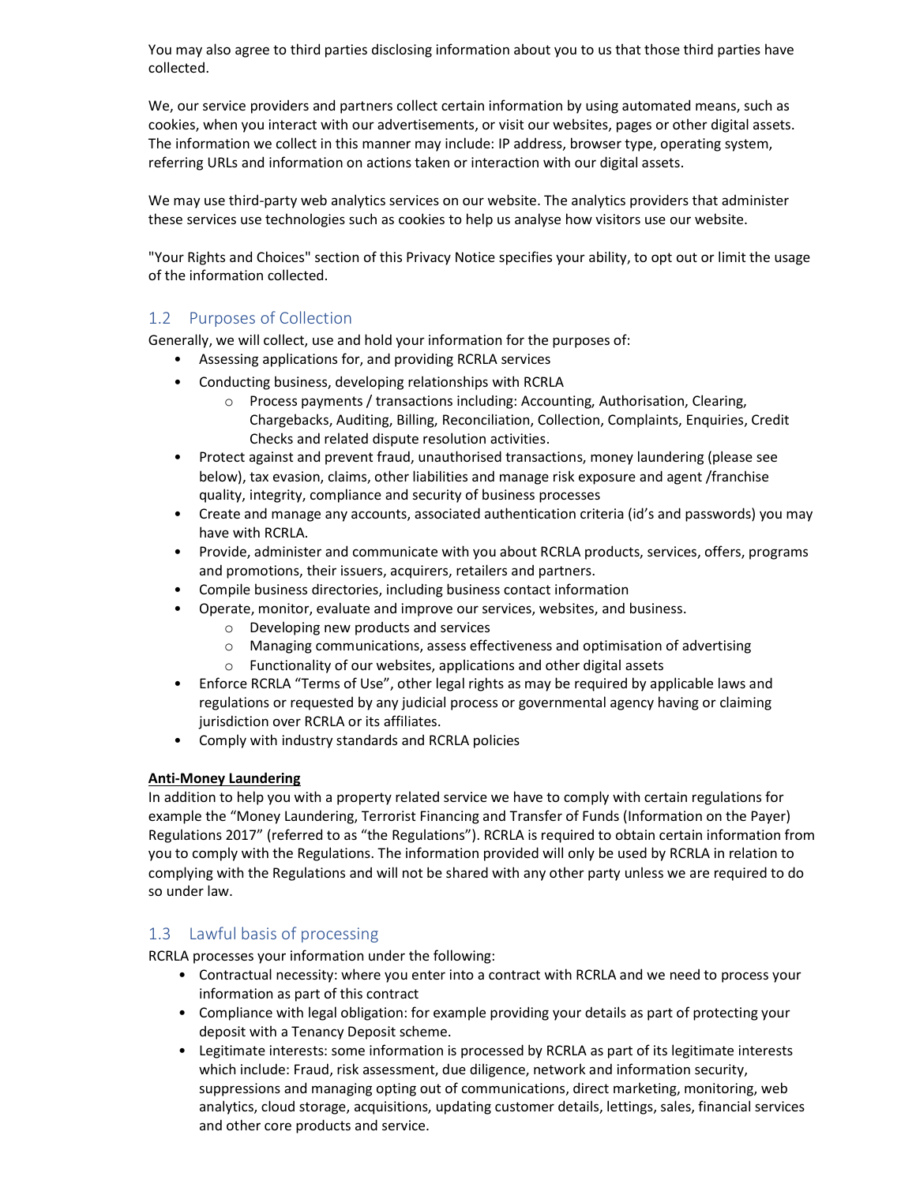You may also agree to third parties disclosing information about you to us that those third parties have collected.

We, our service providers and partners collect certain information by using automated means, such as cookies, when you interact with our advertisements, or visit our websites, pages or other digital assets. The information we collect in this manner may include: IP address, browser type, operating system, referring URLs and information on actions taken or interaction with our digital assets.

We may use third-party web analytics services on our website. The analytics providers that administer these services use technologies such as cookies to help us analyse how visitors use our website.

"Your Rights and Choices" section of this Privacy Notice specifies your ability, to opt out or limit the usage of the information collected.

## 1.2 Purposes of Collection

Generally, we will collect, use and hold your information for the purposes of:

- Assessing applications for, and providing RCRLA services
- Conducting business, developing relationships with RCRLA
  - Process payments / transactions including: Accounting, Authorisation, Clearing, Chargebacks, Auditing, Billing, Reconciliation, Collection, Complaints, Enquiries, Credit Checks and related dispute resolution activities.
- Protect against and prevent fraud, unauthorised transactions, money laundering (please see below), tax evasion, claims, other liabilities and manage risk exposure and agent /franchise quality, integrity, compliance and security of business processes
- Create and manage any accounts, associated authentication criteria (id's and passwords) you may have with RCRLA.
- Provide, administer and communicate with you about RCRLA products, services, offers, programs and promotions, their issuers, acquirers, retailers and partners.
- Compile business directories, including business contact information
- Operate, monitor, evaluate and improve our services, websites, and business.
  - Developing new products and services
  - Managing communications, assess effectiveness and optimisation of advertising
  - Functionality of our websites, applications and other digital assets
- Enforce RCRLA "Terms of Use", other legal rights as may be required by applicable laws and regulations or requested by any judicial process or governmental agency having or claiming jurisdiction over RCRLA or its affiliates.
- Comply with industry standards and RCRLA policies

**Anti-Money Laundering**

In addition to help you with a property related service we have to comply with certain regulations for example the "Money Laundering, Terrorist Financing and Transfer of Funds (Information on the Payer) Regulations 2017" (referred to as "the Regulations"). RCRLA is required to obtain certain information from you to comply with the Regulations. The information provided will only be used by RCRLA in relation to complying with the Regulations and will not be shared with any other party unless we are required to do so under law.

## 1.3 Lawful basis of processing

RCRLA processes your information under the following:

- Contractual necessity: where you enter into a contract with RCRLA and we need to process your information as part of this contract
- Compliance with legal obligation: for example providing your details as part of protecting your deposit with a Tenancy Deposit scheme.
- Legitimate interests: some information is processed by RCRLA as part of its legitimate interests which include: Fraud, risk assessment, due diligence, network and information security, suppressions and managing opting out of communications, direct marketing, monitoring, web analytics, cloud storage, acquisitions, updating customer details, lettings, sales, financial services and other core products and service.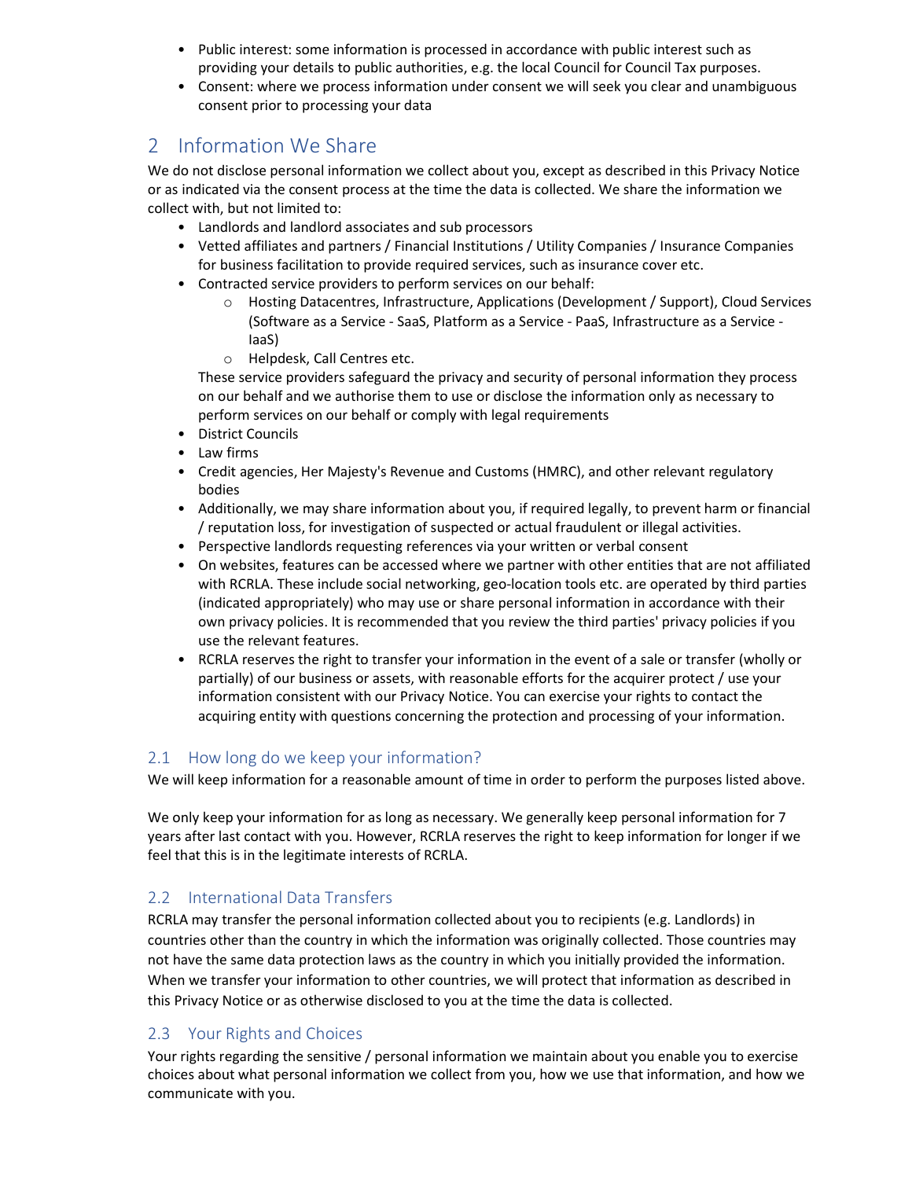- Public interest: some information is processed in accordance with public interest such as providing your details to public authorities, e.g. the local Council for Council Tax purposes.
- Consent: where we process information under consent we will seek you clear and unambiguous consent prior to processing your data

## 2 Information We Share

We do not disclose personal information we collect about you, except as described in this Privacy Notice or as indicated via the consent process at the time the data is collected. We share the information we collect with, but not limited to:

- Landlords and landlord associates and sub processors
- Vetted affiliates and partners / Financial Institutions / Utility Companies / Insurance Companies for business facilitation to provide required services, such as insurance cover etc.
- Contracted service providers to perform services on our behalf:
    - Hosting Datacentres, Infrastructure, Applications (Development / Support), Cloud Services (Software as a Service - SaaS, Platform as a Service - PaaS, Infrastructure as a Service - IaaS)
    - Helpdesk, Call Centres etc.

  These service providers safeguard the privacy and security of personal information they process on our behalf and we authorise them to use or disclose the information only as necessary to perform services on our behalf or comply with legal requirements
- District Councils
- Law firms
- Credit agencies, Her Majesty's Revenue and Customs (HMRC), and other relevant regulatory bodies
- Additionally, we may share information about you, if required legally, to prevent harm or financial / reputation loss, for investigation of suspected or actual fraudulent or illegal activities.
- Perspective landlords requesting references via your written or verbal consent
- On websites, features can be accessed where we partner with other entities that are not affiliated with RCRLA. These include social networking, geo-location tools etc. are operated by third parties (indicated appropriately) who may use or share personal information in accordance with their own privacy policies. It is recommended that you review the third parties' privacy policies if you use the relevant features.
- RCRLA reserves the right to transfer your information in the event of a sale or transfer (wholly or partially) of our business or assets, with reasonable efforts for the acquirer protect / use your information consistent with our Privacy Notice. You can exercise your rights to contact the acquiring entity with questions concerning the protection and processing of your information.

### 2.1 How long do we keep your information?

We will keep information for a reasonable amount of time in order to perform the purposes listed above.

We only keep your information for as long as necessary. We generally keep personal information for 7 years after last contact with you. However, RCRLA reserves the right to keep information for longer if we feel that this is in the legitimate interests of RCRLA.

### 2.2 International Data Transfers

RCRLA may transfer the personal information collected about you to recipients (e.g. Landlords) in countries other than the country in which the information was originally collected. Those countries may not have the same data protection laws as the country in which you initially provided the information. When we transfer your information to other countries, we will protect that information as described in this Privacy Notice or as otherwise disclosed to you at the time the data is collected.

### 2.3 Your Rights and Choices

Your rights regarding the sensitive / personal information we maintain about you enable you to exercise choices about what personal information we collect from you, how we use that information, and how we communicate with you.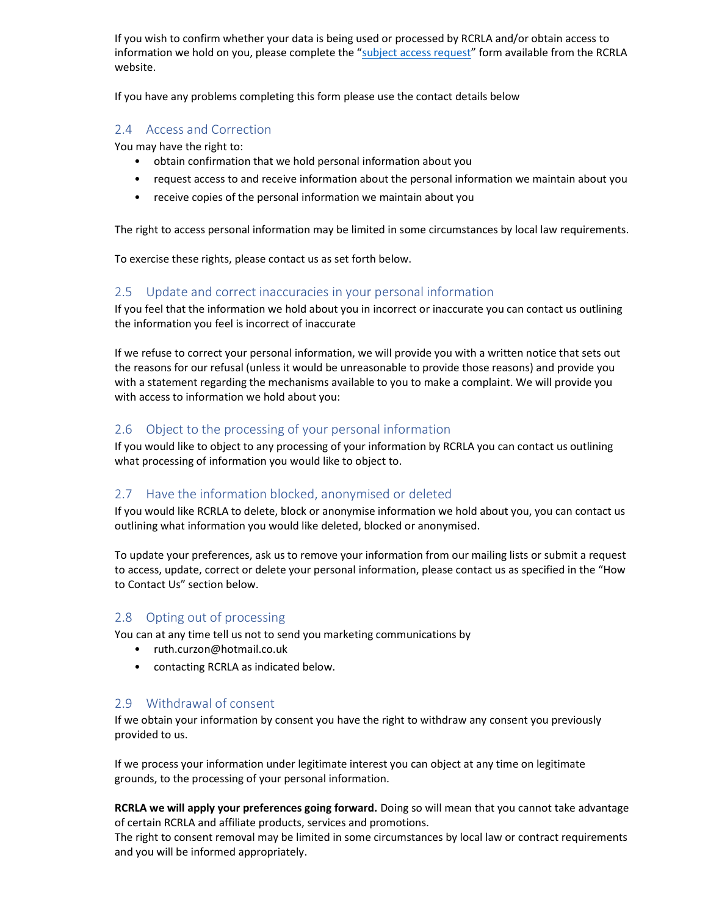If you wish to confirm whether your data is being used or processed by RCRLA and/or obtain access to information we hold on you, please complete the "[subject access request]" form available from the RCRLA website.

If you have any problems completing this form please use the contact details below

### 2.4 Access and Correction

You may have the right to:

- obtain confirmation that we hold personal information about you
- request access to and receive information about the personal information we maintain about you
- receive copies of the personal information we maintain about you

The right to access personal information may be limited in some circumstances by local law requirements.

To exercise these rights, please contact us as set forth below.

### 2.5 Update and correct inaccuracies in your personal information

If you feel that the information we hold about you in incorrect or inaccurate you can contact us outlining the information you feel is incorrect of inaccurate

If we refuse to correct your personal information, we will provide you with a written notice that sets out the reasons for our refusal (unless it would be unreasonable to provide those reasons) and provide you with a statement regarding the mechanisms available to you to make a complaint. We will provide you with access to information we hold about you:

### 2.6 Object to the processing of your personal information

If you would like to object to any processing of your information by RCRLA you can contact us outlining what processing of information you would like to object to.

### 2.7 Have the information blocked, anonymised or deleted

If you would like RCRLA to delete, block or anonymise information we hold about you, you can contact us outlining what information you would like deleted, blocked or anonymised.

To update your preferences, ask us to remove your information from our mailing lists or submit a request to access, update, correct or delete your personal information, please contact us as specified in the "How to Contact Us" section below.

### 2.8 Opting out of processing

You can at any time tell us not to send you marketing communications by

- ruth.curzon@hotmail.co.uk
- contacting RCRLA as indicated below.

### 2.9 Withdrawal of consent

If we obtain your information by consent you have the right to withdraw any consent you previously provided to us.

If we process your information under legitimate interest you can object at any time on legitimate grounds, to the processing of your personal information.

**RCRLA we will apply your preferences going forward.** Doing so will mean that you cannot take advantage of certain RCRLA and affiliate products, services and promotions.
The right to consent removal may be limited in some circumstances by local law or contract requirements and you will be informed appropriately.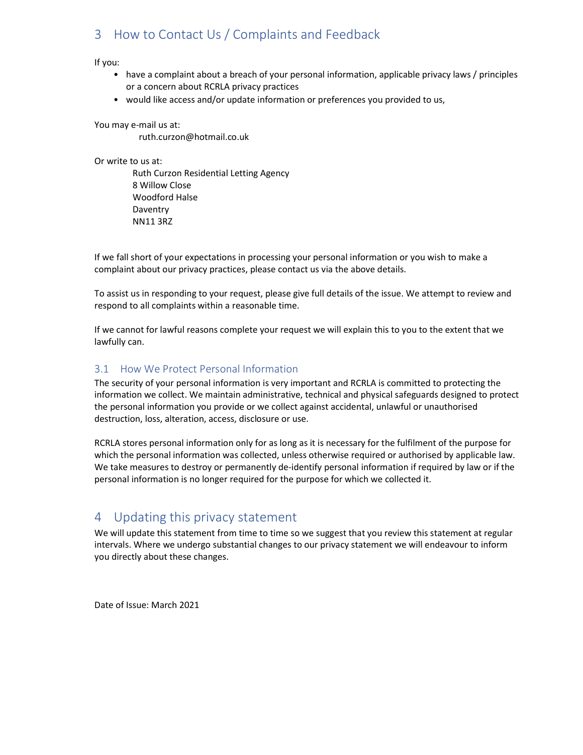## 3 How to Contact Us / Complaints and Feedback

If you:

- have a complaint about a breach of your personal information, applicable privacy laws / principles or a concern about RCRLA privacy practices
- would like access and/or update information or preferences you provided to us,

You may e-mail us at:

ruth.curzon@hotmail.co.uk

Or write to us at:

Ruth Curzon Residential Letting Agency
8 Willow Close
Woodford Halse
Daventry
NN11 3RZ

If we fall short of your expectations in processing your personal information or you wish to make a complaint about our privacy practices, please contact us via the above details.

To assist us in responding to your request, please give full details of the issue. We attempt to review and respond to all complaints within a reasonable time.

If we cannot for lawful reasons complete your request we will explain this to you to the extent that we lawfully can.

### 3.1 How We Protect Personal Information

The security of your personal information is very important and RCRLA is committed to protecting the information we collect. We maintain administrative, technical and physical safeguards designed to protect the personal information you provide or we collect against accidental, unlawful or unauthorised destruction, loss, alteration, access, disclosure or use.

RCRLA stores personal information only for as long as it is necessary for the fulfilment of the purpose for which the personal information was collected, unless otherwise required or authorised by applicable law. We take measures to destroy or permanently de-identify personal information if required by law or if the personal information is no longer required for the purpose for which we collected it.

## 4 Updating this privacy statement

We will update this statement from time to time so we suggest that you review this statement at regular intervals. Where we undergo substantial changes to our privacy statement we will endeavour to inform you directly about these changes.

Date of Issue: March 2021